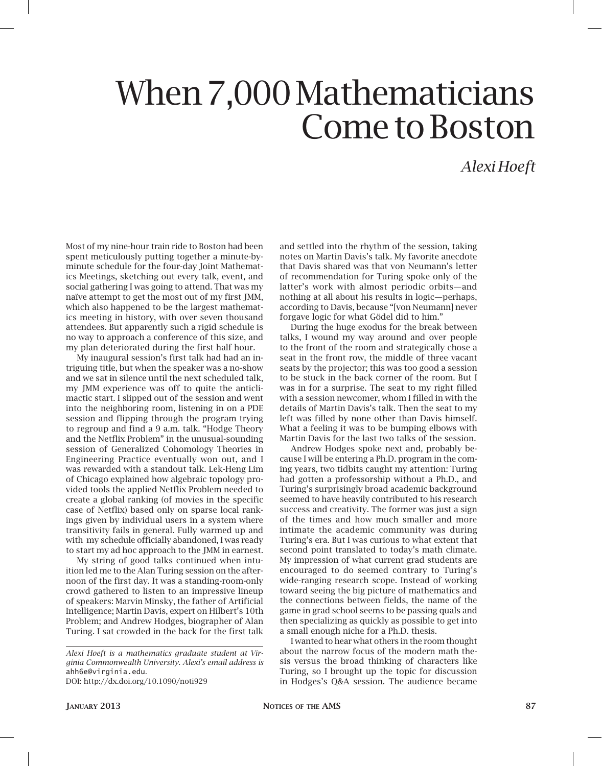# When 7,000 Mathematicians Come to Boston

*Alexi Hoeft*

Most of my nine-hour train ride to Boston had been spent meticulously putting together a minute-by-minute schedule for the four-day Joint Mathematics Meetings, sketching out every talk, event, and social gathering I was going to attend. That was my naïve attempt to get the most out of my first JMM, which also happened to be the largest mathematics meeting in history, with over seven thousand attendees. But apparently such a rigid schedule is no way to approach a conference of this size, and my plan deteriorated during the first half hour.

My inaugural session's first talk had had an intriguing title, but when the speaker was a no-show and we sat in silence until the next scheduled talk, my JMM experience was off to quite the anticlimactic start. I slipped out of the session and went into the neighboring room, listening in on a PDE session and flipping through the program trying to regroup and find a 9 a.m. talk. "Hodge Theory and the Netflix Problem" in the unusual-sounding session of Generalized Cohomology Theories in Engineering Practice eventually won out, and I was rewarded with a standout talk. Lek-Heng Lim of Chicago explained how algebraic topology provided tools the applied Netflix Problem needed to create a global ranking (of movies in the specific case of Netflix) based only on sparse local rankings given by individual users in a system where transitivity fails in general. Fully warmed up and with my schedule officially abandoned, I was ready to start my ad hoc approach to the JMM in earnest.

My string of good talks continued when intuition led me to the Alan Turing session on the afternoon of the first day. It was a standing-room-only crowd gathered to listen to an impressive lineup of speakers: Marvin Minsky, the father of Artificial Intelligence; Martin Davis, expert on Hilbert's 10th Problem; and Andrew Hodges, biographer of Alan Turing. I sat crowded in the back for the first talk and settled into the rhythm of the session, taking notes on Martin Davis's talk. My favorite anecdote that Davis shared was that von Neumann's letter of recommendation for Turing spoke only of the latter's work with almost periodic orbits—and nothing at all about his results in logic—perhaps, according to Davis, because "[von Neumann] never forgave logic for what Gödel did to him."

During the huge exodus for the break between talks, I wound my way around and over people to the front of the room and strategically chose a seat in the front row, the middle of three vacant seats by the projector; this was too good a session to be stuck in the back corner of the room. But I was in for a surprise. The seat to my right filled with a session newcomer, whom I filled in with the details of Martin Davis's talk. Then the seat to my left was filled by none other than Davis himself. What a feeling it was to be bumping elbows with Martin Davis for the last two talks of the session.

Andrew Hodges spoke next and, probably because I will be entering a Ph.D. program in the coming years, two tidbits caught my attention: Turing had gotten a professorship without a Ph.D., and Turing's surprisingly broad academic background seemed to have heavily contributed to his research success and creativity. The former was just a sign of the times and how much smaller and more intimate the academic community was during Turing's era. But I was curious to what extent that second point translated to today's math climate. My impression of what current grad students are encouraged to do seemed contrary to Turing's wide-ranging research scope. Instead of working toward seeing the big picture of mathematics and the connections between fields, the name of the game in grad school seems to be passing quals and then specializing as quickly as possible to get into a small enough niche for a Ph.D. thesis.

I wanted to hear what others in the room thought about the narrow focus of the modern math thesis versus the broad thinking of characters like Turing, so I brought up the topic for discussion in Hodges's Q&A session. The audience became

---

*Alexi Hoeft is a mathematics graduate student at Virginia Commonwealth University. Alexi's email address is* ahh6e@virginia.edu.

DOI: http://dx.doi.org/10.1090/noti929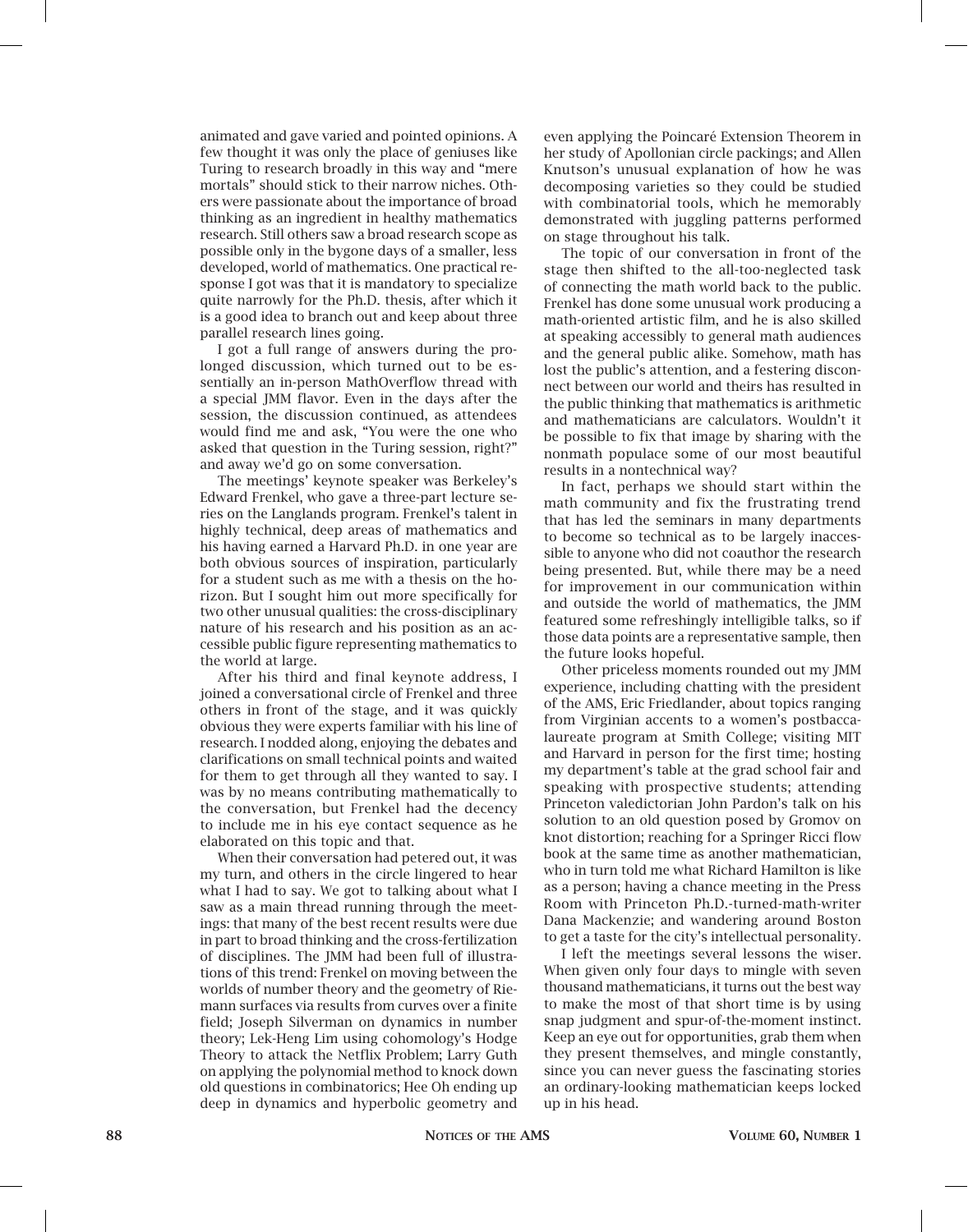animated and gave varied and pointed opinions. A few thought it was only the place of geniuses like Turing to research broadly in this way and "mere mortals" should stick to their narrow niches. Others were passionate about the importance of broad thinking as an ingredient in healthy mathematics research. Still others saw a broad research scope as possible only in the bygone days of a smaller, less developed, world of mathematics. One practical response I got was that it is mandatory to specialize quite narrowly for the Ph.D. thesis, after which it is a good idea to branch out and keep about three parallel research lines going.

I got a full range of answers during the prolonged discussion, which turned out to be essentially an in-person MathOverflow thread with a special JMM flavor. Even in the days after the session, the discussion continued, as attendees would find me and ask, "You were the one who asked that question in the Turing session, right?" and away we'd go on some conversation.

The meetings' keynote speaker was Berkeley's Edward Frenkel, who gave a three-part lecture series on the Langlands program. Frenkel's talent in highly technical, deep areas of mathematics and his having earned a Harvard Ph.D. in one year are both obvious sources of inspiration, particularly for a student such as me with a thesis on the horizon. But I sought him out more specifically for two other unusual qualities: the cross-disciplinary nature of his research and his position as an accessible public figure representing mathematics to the world at large.

After his third and final keynote address, I joined a conversational circle of Frenkel and three others in front of the stage, and it was quickly obvious they were experts familiar with his line of research. I nodded along, enjoying the debates and clarifications on small technical points and waited for them to get through all they wanted to say. I was by no means contributing mathematically to the conversation, but Frenkel had the decency to include me in his eye contact sequence as he elaborated on this topic and that.

When their conversation had petered out, it was my turn, and others in the circle lingered to hear what I had to say. We got to talking about what I saw as a main thread running through the meetings: that many of the best recent results were due in part to broad thinking and the cross-fertilization of disciplines. The JMM had been full of illustrations of this trend: Frenkel on moving between the worlds of number theory and the geometry of Riemann surfaces via results from curves over a finite field; Joseph Silverman on dynamics in number theory; Lek-Heng Lim using cohomology's Hodge Theory to attack the Netflix Problem; Larry Guth on applying the polynomial method to knock down old questions in combinatorics; Hee Oh ending up deep in dynamics and hyperbolic geometry and even applying the Poincaré Extension Theorem in her study of Apollonian circle packings; and Allen Knutson's unusual explanation of how he was decomposing varieties so they could be studied with combinatorial tools, which he memorably demonstrated with juggling patterns performed on stage throughout his talk.

The topic of our conversation in front of the stage then shifted to the all-too-neglected task of connecting the math world back to the public. Frenkel has done some unusual work producing a math-oriented artistic film, and he is also skilled at speaking accessibly to general math audiences and the general public alike. Somehow, math has lost the public's attention, and a festering disconnect between our world and theirs has resulted in the public thinking that mathematics is arithmetic and mathematicians are calculators. Wouldn't it be possible to fix that image by sharing with the nonmath populace some of our most beautiful results in a nontechnical way?

In fact, perhaps we should start within the math community and fix the frustrating trend that has led the seminars in many departments to become so technical as to be largely inaccessible to anyone who did not coauthor the research being presented. But, while there may be a need for improvement in our communication within and outside the world of mathematics, the JMM featured some refreshingly intelligible talks, so if those data points are a representative sample, then the future looks hopeful.

Other priceless moments rounded out my JMM experience, including chatting with the president of the AMS, Eric Friedlander, about topics ranging from Virginian accents to a women's postbaccalaureate program at Smith College; visiting MIT and Harvard in person for the first time; hosting my department's table at the grad school fair and speaking with prospective students; attending Princeton valedictorian John Pardon's talk on his solution to an old question posed by Gromov on knot distortion; reaching for a Springer Ricci flow book at the same time as another mathematician, who in turn told me what Richard Hamilton is like as a person; having a chance meeting in the Press Room with Princeton Ph.D.-turned-math-writer Dana Mackenzie; and wandering around Boston to get a taste for the city's intellectual personality.

I left the meetings several lessons the wiser. When given only four days to mingle with seven thousand mathematicians, it turns out the best way to make the most of that short time is by using snap judgment and spur-of-the-moment instinct. Keep an eye out for opportunities, grab them when they present themselves, and mingle constantly, since you can never guess the fascinating stories an ordinary-looking mathematician keeps locked up in his head.